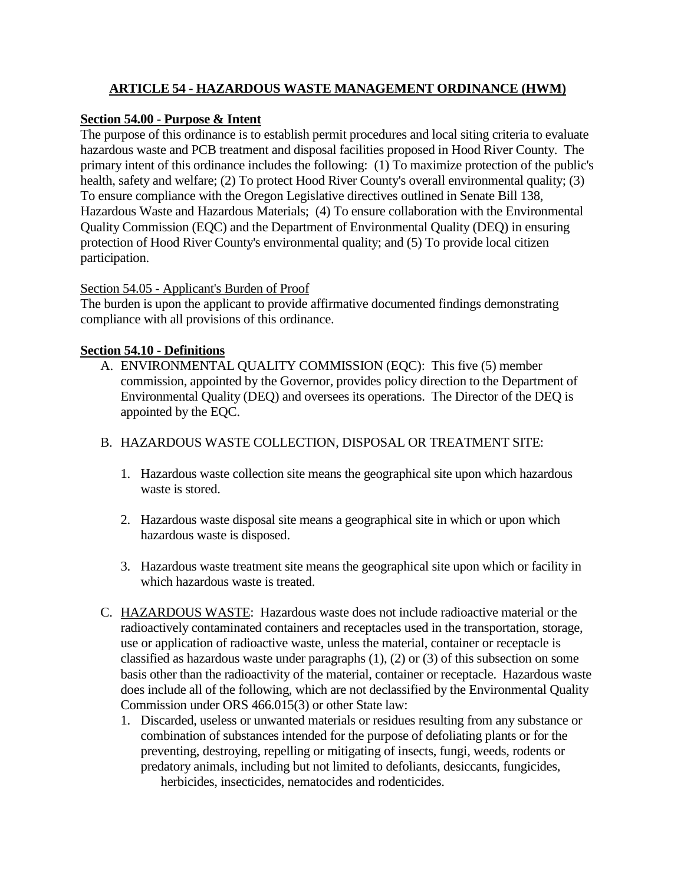# ARTICLE 54 - HAZARDOUS WASTE MANAGEMENT ORDINANCE (HWM)

## Section 54.00 - Purpose & Intent

The purpose of this ordinance is to establish permit procedures and local siting criteria to evaluate hazardous waste and PCB treatment and disposal facilities proposed in Hood River County. The primary intent of this ordinance includes the following: (1) To maximize protection of the public's health, safety and welfare; (2) To protect Hood River County's overall environmental quality; (3) To ensure compliance with the Oregon Legislative directives outlined in Senate Bill 138, Hazardous Waste and Hazardous Materials; (4) To ensure collaboration with the Environmental Quality Commission (EQC) and the Department of Environmental Quality (DEQ) in ensuring protection of Hood River County's environmental quality; and (5) To provide local citizen participation.

### Section 54.05 - Applicant's Burden of Proof

The burden is upon the applicant to provide affirmative documented findings demonstrating compliance with all provisions of this ordinance.

## Section 54.10 - Definitions

A. ENVIRONMENTAL QUALITY COMMISSION (EQC): This five (5) member commission, appointed by the Governor, provides policy direction to the Department of Environmental Quality (DEQ) and oversees its operations. The Director of the DEQ is appointed by the EQC.

B. HAZARDOUS WASTE COLLECTION, DISPOSAL OR TREATMENT SITE:

1. Hazardous waste collection site means the geographical site upon which hazardous waste is stored.

2. Hazardous waste disposal site means a geographical site in which or upon which hazardous waste is disposed.

3. Hazardous waste treatment site means the geographical site upon which or facility in which hazardous waste is treated.

C. HAZARDOUS WASTE: Hazardous waste does not include radioactive material or the radioactively contaminated containers and receptacles used in the transportation, storage, use or application of radioactive waste, unless the material, container or receptacle is classified as hazardous waste under paragraphs (1), (2) or (3) of this subsection on some basis other than the radioactivity of the material, container or receptacle. Hazardous waste does include all of the following, which are not declassified by the Environmental Quality Commission under ORS 466.015(3) or other State law:

1. Discarded, useless or unwanted materials or residues resulting from any substance or combination of substances intended for the purpose of defoliating plants or for the preventing, destroying, repelling or mitigating of insects, fungi, weeds, rodents or predatory animals, including but not limited to defoliants, desiccants, fungicides, herbicides, insecticides, nematocides and rodenticides.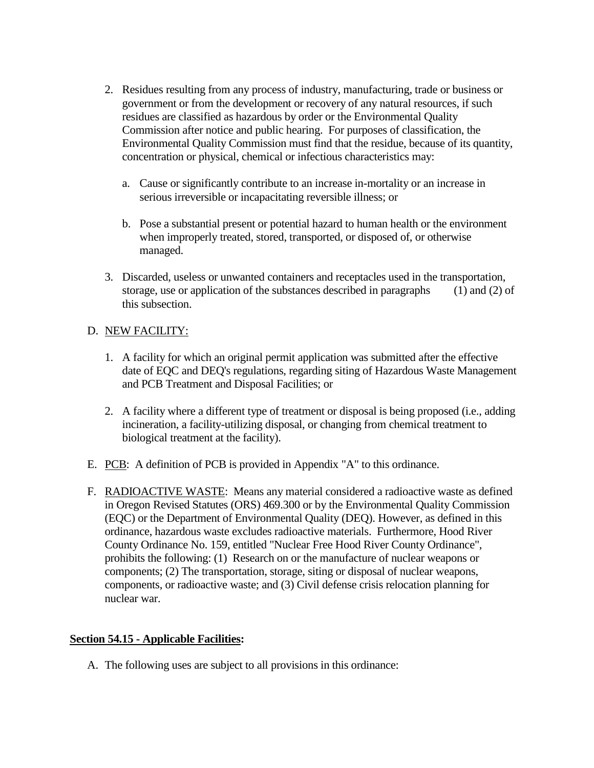2. Residues resulting from any process of industry, manufacturing, trade or business or government or from the development or recovery of any natural resources, if such residues are classified as hazardous by order or the Environmental Quality Commission after notice and public hearing. For purposes of classification, the Environmental Quality Commission must find that the residue, because of its quantity, concentration or physical, chemical or infectious characteristics may:

   a. Cause or significantly contribute to an increase in-mortality or an increase in serious irreversible or incapacitating reversible illness; or

   b. Pose a substantial present or potential hazard to human health or the environment when improperly treated, stored, transported, or disposed of, or otherwise managed.

3. Discarded, useless or unwanted containers and receptacles used in the transportation, storage, use or application of the substances described in paragraphs (1) and (2) of this subsection.

D. NEW FACILITY:

1. A facility for which an original permit application was submitted after the effective date of EQC and DEQ's regulations, regarding siting of Hazardous Waste Management and PCB Treatment and Disposal Facilities; or

2. A facility where a different type of treatment or disposal is being proposed (i.e., adding incineration, a facility-utilizing disposal, or changing from chemical treatment to biological treatment at the facility).

E. PCB: A definition of PCB is provided in Appendix "A" to this ordinance.

F. RADIOACTIVE WASTE: Means any material considered a radioactive waste as defined in Oregon Revised Statutes (ORS) 469.300 or by the Environmental Quality Commission (EQC) or the Department of Environmental Quality (DEQ). However, as defined in this ordinance, hazardous waste excludes radioactive materials. Furthermore, Hood River County Ordinance No. 159, entitled "Nuclear Free Hood River County Ordinance", prohibits the following: (1) Research on or the manufacture of nuclear weapons or components; (2) The transportation, storage, siting or disposal of nuclear weapons, components, or radioactive waste; and (3) Civil defense crisis relocation planning for nuclear war.

**Section 54.15 - Applicable Facilities:**

A. The following uses are subject to all provisions in this ordinance: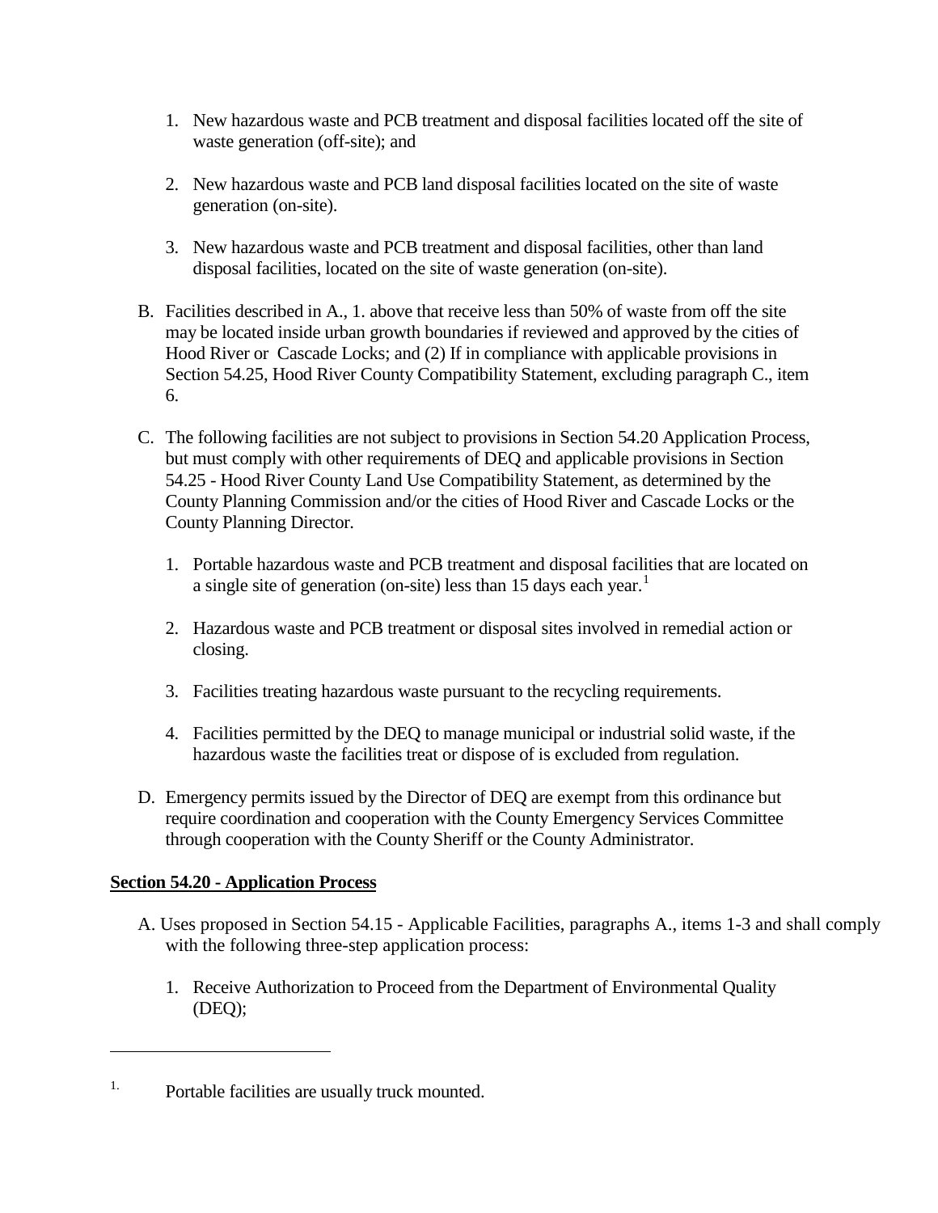1. New hazardous waste and PCB treatment and disposal facilities located off the site of waste generation (off-site); and

2. New hazardous waste and PCB land disposal facilities located on the site of waste generation (on-site).

3. New hazardous waste and PCB treatment and disposal facilities, other than land disposal facilities, located on the site of waste generation (on-site).

B. Facilities described in A., 1. above that receive less than 50% of waste from off the site may be located inside urban growth boundaries if reviewed and approved by the cities of Hood River or Cascade Locks; and (2) If in compliance with applicable provisions in Section 54.25, Hood River County Compatibility Statement, excluding paragraph C., item 6.

C. The following facilities are not subject to provisions in Section 54.20 Application Process, but must comply with other requirements of DEQ and applicable provisions in Section 54.25 - Hood River County Land Use Compatibility Statement, as determined by the County Planning Commission and/or the cities of Hood River and Cascade Locks or the County Planning Director.

   1. Portable hazardous waste and PCB treatment and disposal facilities that are located on a single site of generation (on-site) less than 15 days each year.[1]

   2. Hazardous waste and PCB treatment or disposal sites involved in remedial action or closing.

   3. Facilities treating hazardous waste pursuant to the recycling requirements.

   4. Facilities permitted by the DEQ to manage municipal or industrial solid waste, if the hazardous waste the facilities treat or dispose of is excluded from regulation.

D. Emergency permits issued by the Director of DEQ are exempt from this ordinance but require coordination and cooperation with the County Emergency Services Committee through cooperation with the County Sheriff or the County Administrator.

**Section 54.20 - Application Process**

A. Uses proposed in Section 54.15 - Applicable Facilities, paragraphs A., items 1-3 and shall comply with the following three-step application process:

   1. Receive Authorization to Proceed from the Department of Environmental Quality (DEQ);

---

1. Portable facilities are usually truck mounted.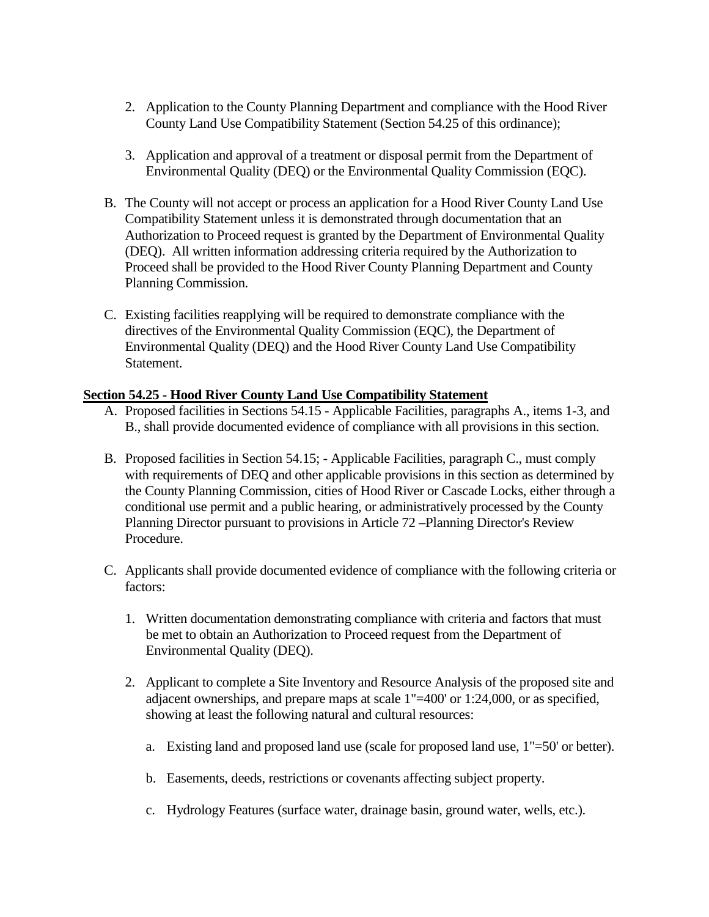2. Application to the County Planning Department and compliance with the Hood River County Land Use Compatibility Statement (Section 54.25 of this ordinance);

3. Application and approval of a treatment or disposal permit from the Department of Environmental Quality (DEQ) or the Environmental Quality Commission (EQC).

B. The County will not accept or process an application for a Hood River County Land Use Compatibility Statement unless it is demonstrated through documentation that an Authorization to Proceed request is granted by the Department of Environmental Quality (DEQ). All written information addressing criteria required by the Authorization to Proceed shall be provided to the Hood River County Planning Department and County Planning Commission.

C. Existing facilities reapplying will be required to demonstrate compliance with the directives of the Environmental Quality Commission (EQC), the Department of Environmental Quality (DEQ) and the Hood River County Land Use Compatibility Statement.

**Section 54.25 - Hood River County Land Use Compatibility Statement**

A. Proposed facilities in Sections 54.15 - Applicable Facilities, paragraphs A., items 1-3, and B., shall provide documented evidence of compliance with all provisions in this section.

B. Proposed facilities in Section 54.15; - Applicable Facilities, paragraph C., must comply with requirements of DEQ and other applicable provisions in this section as determined by the County Planning Commission, cities of Hood River or Cascade Locks, either through a conditional use permit and a public hearing, or administratively processed by the County Planning Director pursuant to provisions in Article 72 –Planning Director's Review Procedure.

C. Applicants shall provide documented evidence of compliance with the following criteria or factors:

   1. Written documentation demonstrating compliance with criteria and factors that must be met to obtain an Authorization to Proceed request from the Department of Environmental Quality (DEQ).

   2. Applicant to complete a Site Inventory and Resource Analysis of the proposed site and adjacent ownerships, and prepare maps at scale 1"=400' or 1:24,000, or as specified, showing at least the following natural and cultural resources:

      a. Existing land and proposed land use (scale for proposed land use, 1"=50' or better).

      b. Easements, deeds, restrictions or covenants affecting subject property.

      c. Hydrology Features (surface water, drainage basin, ground water, wells, etc.).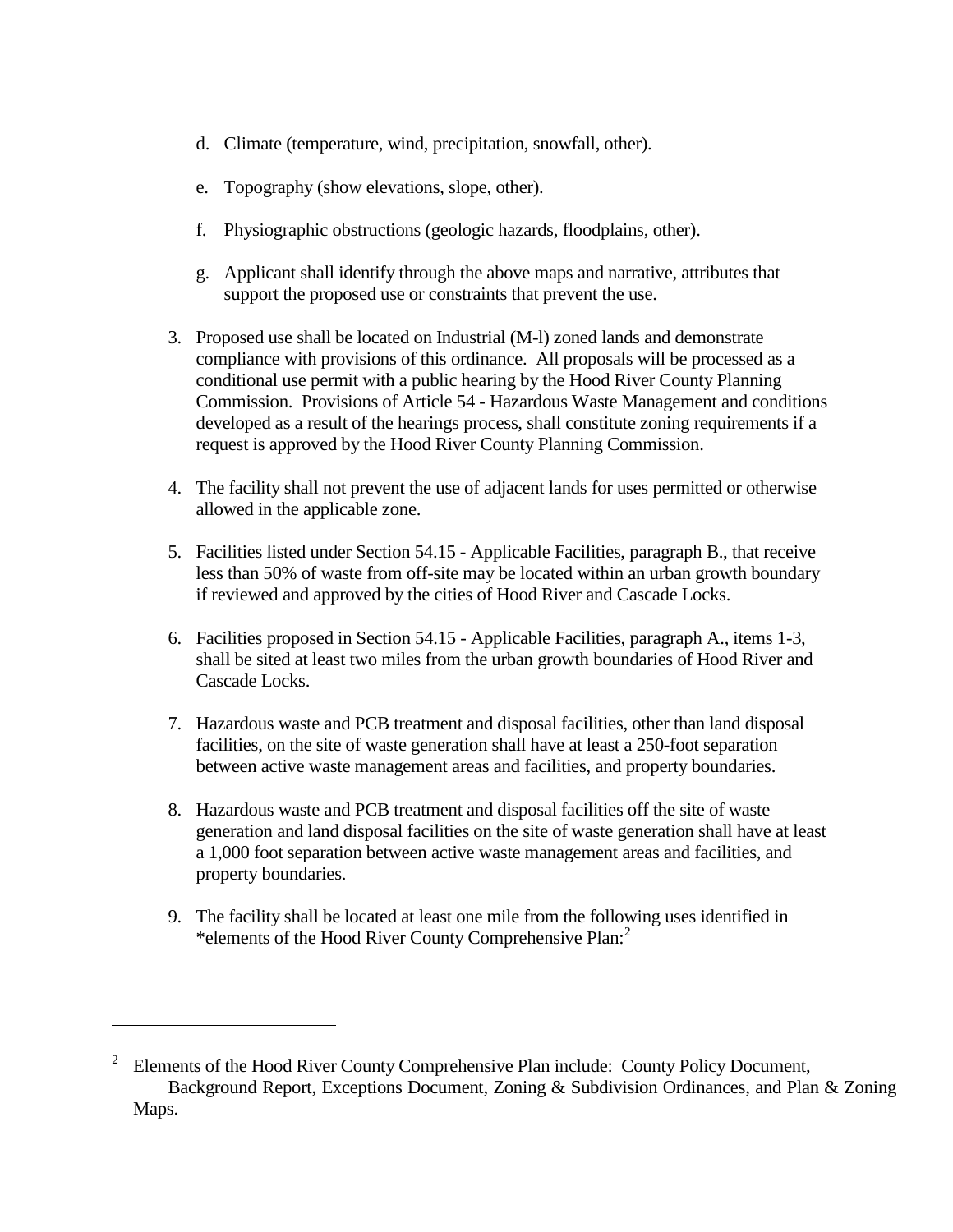d. Climate (temperature, wind, precipitation, snowfall, other).

   e. Topography (show elevations, slope, other).

   f. Physiographic obstructions (geologic hazards, floodplains, other).

   g. Applicant shall identify through the above maps and narrative, attributes that support the proposed use or constraints that prevent the use.

3. Proposed use shall be located on Industrial (M-l) zoned lands and demonstrate compliance with provisions of this ordinance. All proposals will be processed as a conditional use permit with a public hearing by the Hood River County Planning Commission. Provisions of Article 54 - Hazardous Waste Management and conditions developed as a result of the hearings process, shall constitute zoning requirements if a request is approved by the Hood River County Planning Commission.

4. The facility shall not prevent the use of adjacent lands for uses permitted or otherwise allowed in the applicable zone.

5. Facilities listed under Section 54.15 - Applicable Facilities, paragraph B., that receive less than 50% of waste from off-site may be located within an urban growth boundary if reviewed and approved by the cities of Hood River and Cascade Locks.

6. Facilities proposed in Section 54.15 - Applicable Facilities, paragraph A., items 1-3, shall be sited at least two miles from the urban growth boundaries of Hood River and Cascade Locks.

7. Hazardous waste and PCB treatment and disposal facilities, other than land disposal facilities, on the site of waste generation shall have at least a 250-foot separation between active waste management areas and facilities, and property boundaries.

8. Hazardous waste and PCB treatment and disposal facilities off the site of waste generation and land disposal facilities on the site of waste generation shall have at least a 1,000 foot separation between active waste management areas and facilities, and property boundaries.

9. The facility shall be located at least one mile from the following uses identified in *elements of the Hood River County Comprehensive Plan:[2]

---

[2] Elements of the Hood River County Comprehensive Plan include: County Policy Document, Background Report, Exceptions Document, Zoning & Subdivision Ordinances, and Plan & Zoning Maps.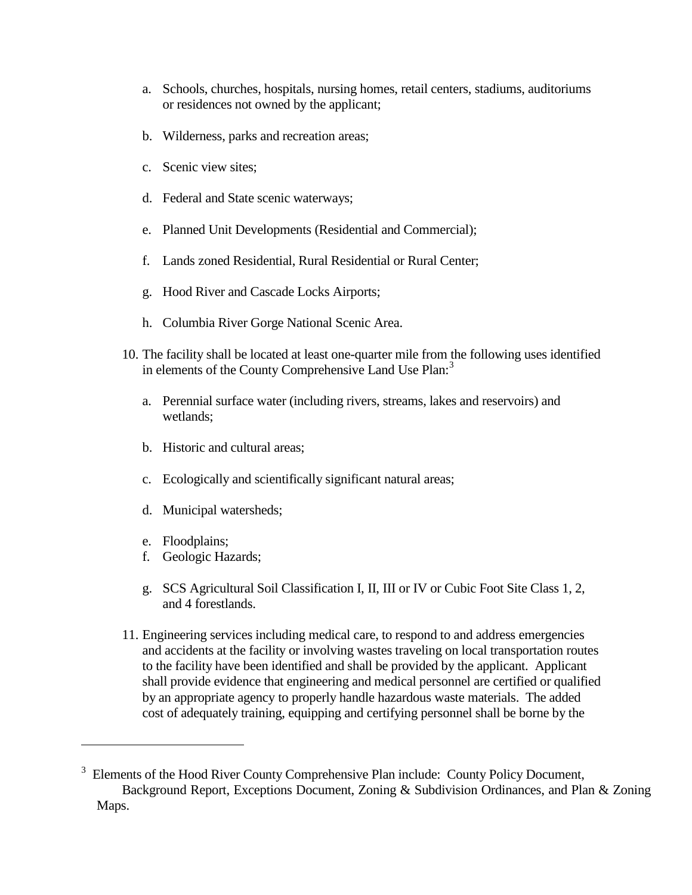a. Schools, churches, hospitals, nursing homes, retail centers, stadiums, auditoriums or residences not owned by the applicant;

   b. Wilderness, parks and recreation areas;

   c. Scenic view sites;

   d. Federal and State scenic waterways;

   e. Planned Unit Developments (Residential and Commercial);

   f. Lands zoned Residential, Rural Residential or Rural Center;

   g. Hood River and Cascade Locks Airports;

   h. Columbia River Gorge National Scenic Area.

10. The facility shall be located at least one-quarter mile from the following uses identified in elements of the County Comprehensive Land Use Plan:[3]

    a. Perennial surface water (including rivers, streams, lakes and reservoirs) and wetlands;

    b. Historic and cultural areas;

    c. Ecologically and scientifically significant natural areas;

    d. Municipal watersheds;

    e. Floodplains;

    f. Geologic Hazards;

    g. SCS Agricultural Soil Classification I, II, III or IV or Cubic Foot Site Class 1, 2, and 4 forestlands.

11. Engineering services including medical care, to respond to and address emergencies and accidents at the facility or involving wastes traveling on local transportation routes to the facility have been identified and shall be provided by the applicant. Applicant shall provide evidence that engineering and medical personnel are certified or qualified by an appropriate agency to properly handle hazardous waste materials. The added cost of adequately training, equipping and certifying personnel shall be borne by the

---

[3] Elements of the Hood River County Comprehensive Plan include: County Policy Document, Background Report, Exceptions Document, Zoning & Subdivision Ordinances, and Plan & Zoning Maps.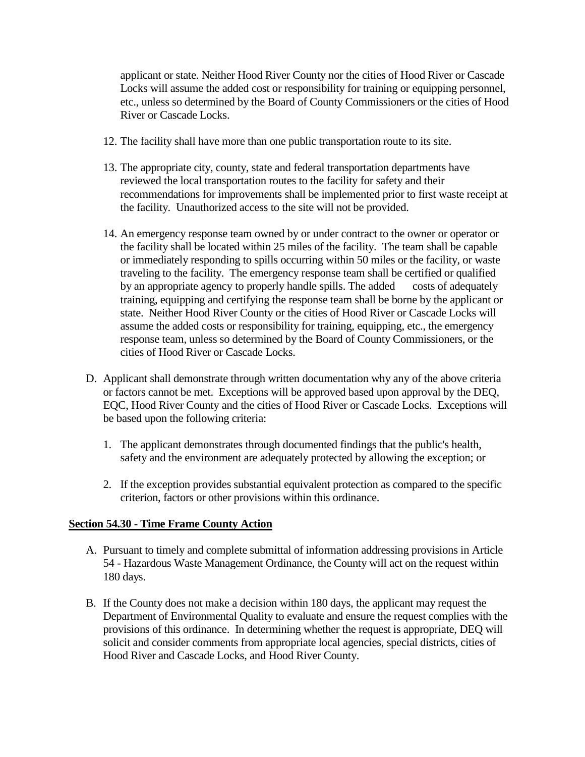applicant or state. Neither Hood River County nor the cities of Hood River or Cascade Locks will assume the added cost or responsibility for training or equipping personnel, etc., unless so determined by the Board of County Commissioners or the cities of Hood River or Cascade Locks.

12. The facility shall have more than one public transportation route to its site.

13. The appropriate city, county, state and federal transportation departments have reviewed the local transportation routes to the facility for safety and their recommendations for improvements shall be implemented prior to first waste receipt at the facility. Unauthorized access to the site will not be provided.

14. An emergency response team owned by or under contract to the owner or operator or the facility shall be located within 25 miles of the facility. The team shall be capable or immediately responding to spills occurring within 50 miles or the facility, or waste traveling to the facility. The emergency response team shall be certified or qualified by an appropriate agency to properly handle spills. The added costs of adequately training, equipping and certifying the response team shall be borne by the applicant or state. Neither Hood River County or the cities of Hood River or Cascade Locks will assume the added costs or responsibility for training, equipping, etc., the emergency response team, unless so determined by the Board of County Commissioners, or the cities of Hood River or Cascade Locks.

D. Applicant shall demonstrate through written documentation why any of the above criteria or factors cannot be met. Exceptions will be approved based upon approval by the DEQ, EQC, Hood River County and the cities of Hood River or Cascade Locks. Exceptions will be based upon the following criteria:

   1. The applicant demonstrates through documented findings that the public's health, safety and the environment are adequately protected by allowing the exception; or

   2. If the exception provides substantial equivalent protection as compared to the specific criterion, factors or other provisions within this ordinance.

**Section 54.30 - Time Frame County Action**

A. Pursuant to timely and complete submittal of information addressing provisions in Article 54 - Hazardous Waste Management Ordinance, the County will act on the request within 180 days.

B. If the County does not make a decision within 180 days, the applicant may request the Department of Environmental Quality to evaluate and ensure the request complies with the provisions of this ordinance. In determining whether the request is appropriate, DEQ will solicit and consider comments from appropriate local agencies, special districts, cities of Hood River and Cascade Locks, and Hood River County.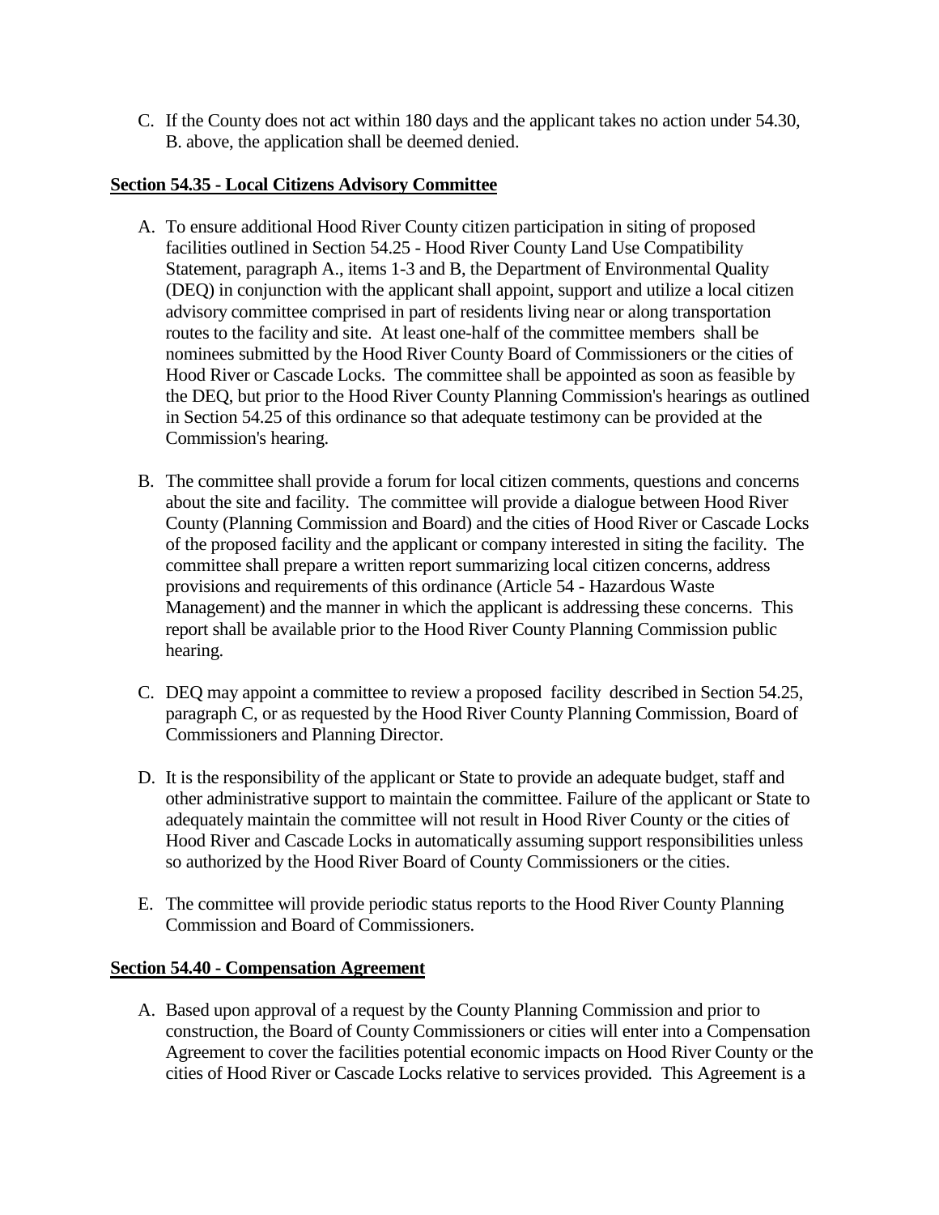C. If the County does not act within 180 days and the applicant takes no action under 54.30, B. above, the application shall be deemed denied.

**Section 54.35 - Local Citizens Advisory Committee**

A. To ensure additional Hood River County citizen participation in siting of proposed facilities outlined in Section 54.25 - Hood River County Land Use Compatibility Statement, paragraph A., items 1-3 and B, the Department of Environmental Quality (DEQ) in conjunction with the applicant shall appoint, support and utilize a local citizen advisory committee comprised in part of residents living near or along transportation routes to the facility and site. At least one-half of the committee members shall be nominees submitted by the Hood River County Board of Commissioners or the cities of Hood River or Cascade Locks. The committee shall be appointed as soon as feasible by the DEQ, but prior to the Hood River County Planning Commission's hearings as outlined in Section 54.25 of this ordinance so that adequate testimony can be provided at the Commission's hearing.

B. The committee shall provide a forum for local citizen comments, questions and concerns about the site and facility. The committee will provide a dialogue between Hood River County (Planning Commission and Board) and the cities of Hood River or Cascade Locks of the proposed facility and the applicant or company interested in siting the facility. The committee shall prepare a written report summarizing local citizen concerns, address provisions and requirements of this ordinance (Article 54 - Hazardous Waste Management) and the manner in which the applicant is addressing these concerns. This report shall be available prior to the Hood River County Planning Commission public hearing.

C. DEQ may appoint a committee to review a proposed facility described in Section 54.25, paragraph C, or as requested by the Hood River County Planning Commission, Board of Commissioners and Planning Director.

D. It is the responsibility of the applicant or State to provide an adequate budget, staff and other administrative support to maintain the committee. Failure of the applicant or State to adequately maintain the committee will not result in Hood River County or the cities of Hood River and Cascade Locks in automatically assuming support responsibilities unless so authorized by the Hood River Board of County Commissioners or the cities.

E. The committee will provide periodic status reports to the Hood River County Planning Commission and Board of Commissioners.

**Section 54.40 - Compensation Agreement**

A. Based upon approval of a request by the County Planning Commission and prior to construction, the Board of County Commissioners or cities will enter into a Compensation Agreement to cover the facilities potential economic impacts on Hood River County or the cities of Hood River or Cascade Locks relative to services provided. This Agreement is a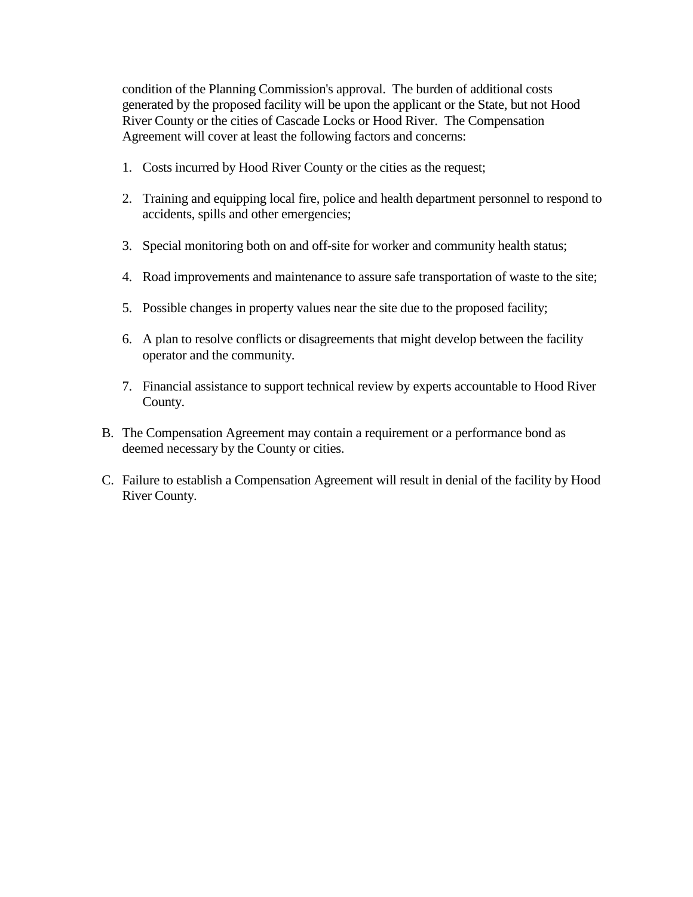condition of the Planning Commission's approval. The burden of additional costs generated by the proposed facility will be upon the applicant or the State, but not Hood River County or the cities of Cascade Locks or Hood River. The Compensation Agreement will cover at least the following factors and concerns:

1. Costs incurred by Hood River County or the cities as the request;

2. Training and equipping local fire, police and health department personnel to respond to accidents, spills and other emergencies;

3. Special monitoring both on and off-site for worker and community health status;

4. Road improvements and maintenance to assure safe transportation of waste to the site;

5. Possible changes in property values near the site due to the proposed facility;

6. A plan to resolve conflicts or disagreements that might develop between the facility operator and the community.

7. Financial assistance to support technical review by experts accountable to Hood River County.

B. The Compensation Agreement may contain a requirement or a performance bond as deemed necessary by the County or cities.

C. Failure to establish a Compensation Agreement will result in denial of the facility by Hood River County.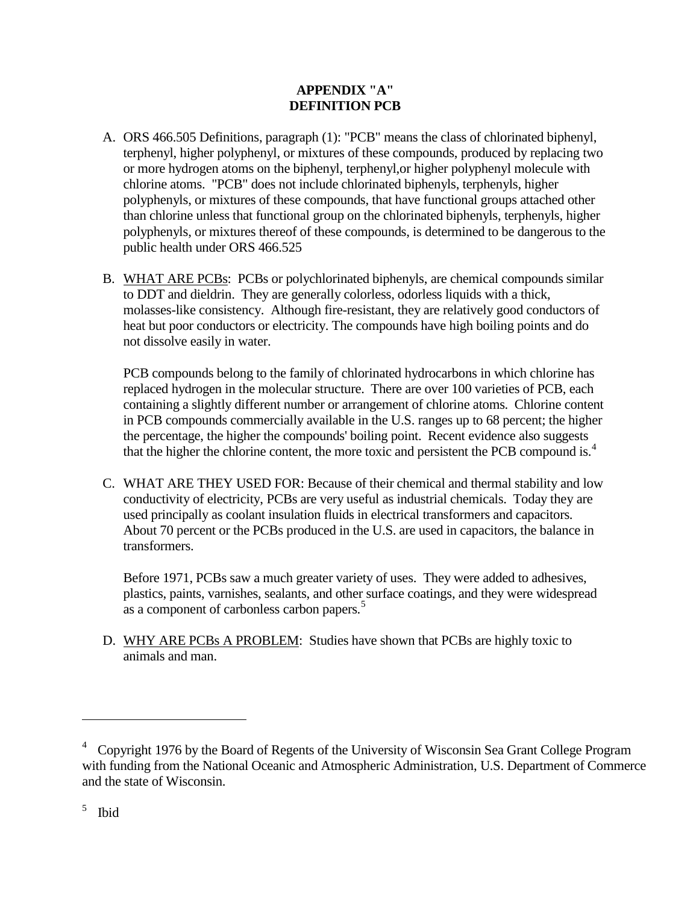# APPENDIX "A"
# DEFINITION PCB

A. ORS 466.505 Definitions, paragraph (1): "PCB" means the class of chlorinated biphenyl, terphenyl, higher polyphenyl, or mixtures of these compounds, produced by replacing two or more hydrogen atoms on the biphenyl, terphenyl,or higher polyphenyl molecule with chlorine atoms. "PCB" does not include chlorinated biphenyls, terphenyls, higher polyphenyls, or mixtures of these compounds, that have functional groups attached other than chlorine unless that functional group on the chlorinated biphenyls, terphenyls, higher polyphenyls, or mixtures thereof of these compounds, is determined to be dangerous to the public health under ORS 466.525

B. <u>WHAT ARE PCBs</u>: PCBs or polychlorinated biphenyls, are chemical compounds similar to DDT and dieldrin. They are generally colorless, odorless liquids with a thick, molasses-like consistency. Although fire-resistant, they are relatively good conductors of heat but poor conductors or electricity. The compounds have high boiling points and do not dissolve easily in water.

   PCB compounds belong to the family of chlorinated hydrocarbons in which chlorine has replaced hydrogen in the molecular structure. There are over 100 varieties of PCB, each containing a slightly different number or arrangement of chlorine atoms. Chlorine content in PCB compounds commercially available in the U.S. ranges up to 68 percent; the higher the percentage, the higher the compounds' boiling point. Recent evidence also suggests that the higher the chlorine content, the more toxic and persistent the PCB compound is.[4]

C. WHAT ARE THEY USED FOR: Because of their chemical and thermal stability and low conductivity of electricity, PCBs are very useful as industrial chemicals. Today they are used principally as coolant insulation fluids in electrical transformers and capacitors. About 70 percent or the PCBs produced in the U.S. are used in capacitors, the balance in transformers.

   Before 1971, PCBs saw a much greater variety of uses. They were added to adhesives, plastics, paints, varnishes, sealants, and other surface coatings, and they were widespread as a component of carbonless carbon papers.[5]

D. <u>WHY ARE PCBs A PROBLEM</u>: Studies have shown that PCBs are highly toxic to animals and man.

---

[4] Copyright 1976 by the Board of Regents of the University of Wisconsin Sea Grant College Program with funding from the National Oceanic and Atmospheric Administration, U.S. Department of Commerce and the state of Wisconsin.

[5] Ibid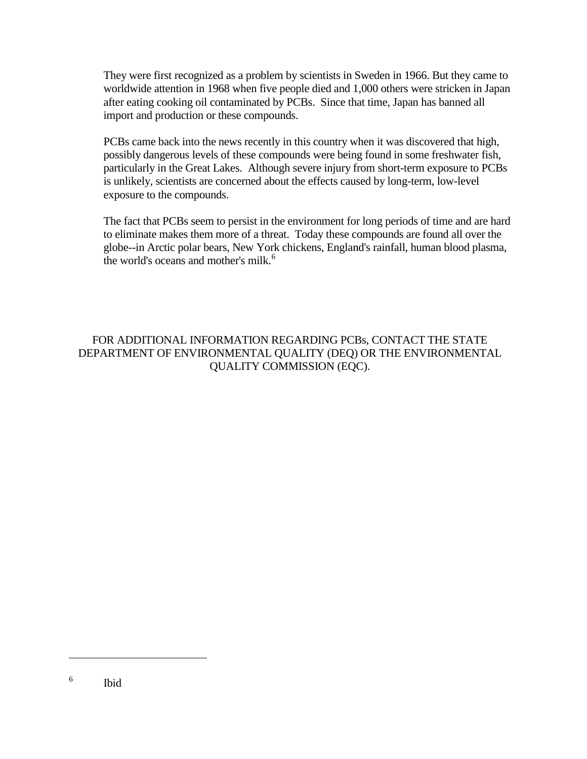They were first recognized as a problem by scientists in Sweden in 1966. But they came to worldwide attention in 1968 when five people died and 1,000 others were stricken in Japan after eating cooking oil contaminated by PCBs. Since that time, Japan has banned all import and production or these compounds.

PCBs came back into the news recently in this country when it was discovered that high, possibly dangerous levels of these compounds were being found in some freshwater fish, particularly in the Great Lakes. Although severe injury from short-term exposure to PCBs is unlikely, scientists are concerned about the effects caused by long-term, low-level exposure to the compounds.

The fact that PCBs seem to persist in the environment for long periods of time and are hard to eliminate makes them more of a threat. Today these compounds are found all over the globe--in Arctic polar bears, New York chickens, England's rainfall, human blood plasma, the world's oceans and mother's milk.[6]

FOR ADDITIONAL INFORMATION REGARDING PCBs, CONTACT THE STATE DEPARTMENT OF ENVIRONMENTAL QUALITY (DEQ) OR THE ENVIRONMENTAL QUALITY COMMISSION (EQC).

---

[6] Ibid